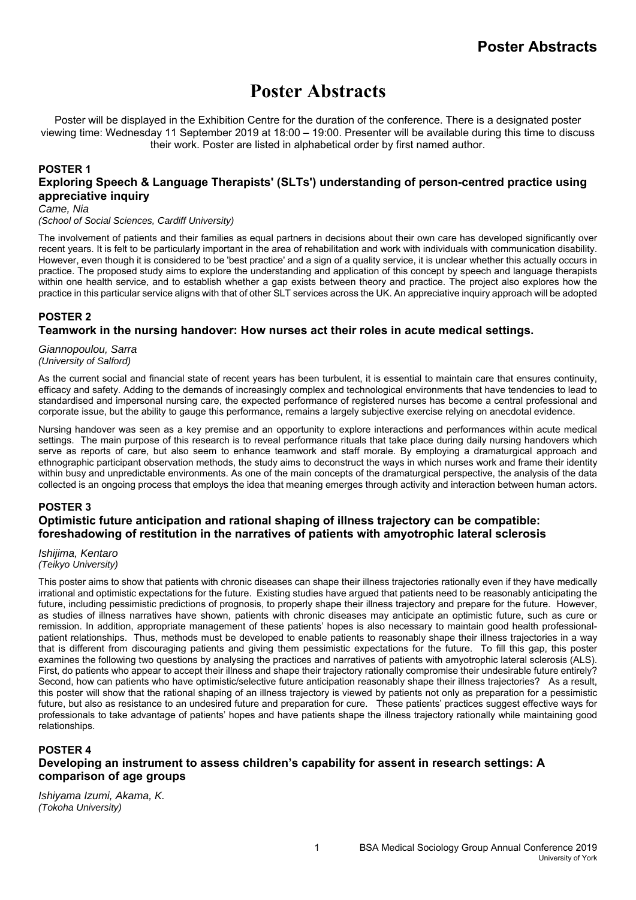# Poster Abstracts

Poster will be displayed in the Exhibition Centre for the duration of the conference. There is a designated poster viewing time: Wednesday 11 September 2019 at 18:00 – 19:00. Presenter will be available during this time to discuss their work. Poster are listed in alphabetical order by first named author.

## POSTER 1

### Exploring Speech & Language Therapists' (SLTs') understanding of person-centred practice using appreciative inquiry

*Came, Nia*
*(School of Social Sciences, Cardiff University)*

The involvement of patients and their families as equal partners in decisions about their own care has developed significantly over recent years. It is felt to be particularly important in the area of rehabilitation and work with individuals with communication disability. However, even though it is considered to be 'best practice' and a sign of a quality service, it is unclear whether this actually occurs in practice. The proposed study aims to explore the understanding and application of this concept by speech and language therapists within one health service, and to establish whether a gap exists between theory and practice. The project also explores how the practice in this particular service aligns with that of other SLT services across the UK. An appreciative inquiry approach will be adopted

## POSTER 2

### Teamwork in the nursing handover: How nurses act their roles in acute medical settings.

*Giannopoulou, Sarra*
*(University of Salford)*

As the current social and financial state of recent years has been turbulent, it is essential to maintain care that ensures continuity, efficacy and safety. Adding to the demands of increasingly complex and technological environments that have tendencies to lead to standardised and impersonal nursing care, the expected performance of registered nurses has become a central professional and corporate issue, but the ability to gauge this performance, remains a largely subjective exercise relying on anecdotal evidence.

Nursing handover was seen as a key premise and an opportunity to explore interactions and performances within acute medical settings. The main purpose of this research is to reveal performance rituals that take place during daily nursing handovers which serve as reports of care, but also seem to enhance teamwork and staff morale. By employing a dramaturgical approach and ethnographic participant observation methods, the study aims to deconstruct the ways in which nurses work and frame their identity within busy and unpredictable environments. As one of the main concepts of the dramaturgical perspective, the analysis of the data collected is an ongoing process that employs the idea that meaning emerges through activity and interaction between human actors.

## POSTER 3

### Optimistic future anticipation and rational shaping of illness trajectory can be compatible: foreshadowing of restitution in the narratives of patients with amyotrophic lateral sclerosis

*Ishijima, Kentaro*
*(Teikyo University)*

This poster aims to show that patients with chronic diseases can shape their illness trajectories rationally even if they have medically irrational and optimistic expectations for the future. Existing studies have argued that patients need to be reasonably anticipating the future, including pessimistic predictions of prognosis, to properly shape their illness trajectory and prepare for the future. However, as studies of illness narratives have shown, patients with chronic diseases may anticipate an optimistic future, such as cure or remission. In addition, appropriate management of these patients' hopes is also necessary to maintain good health professional-patient relationships. Thus, methods must be developed to enable patients to reasonably shape their illness trajectories in a way that is different from discouraging patients and giving them pessimistic expectations for the future. To fill this gap, this poster examines the following two questions by analysing the practices and narratives of patients with amyotrophic lateral sclerosis (ALS). First, do patients who appear to accept their illness and shape their trajectory rationally compromise their undesirable future entirely? Second, how can patients who have optimistic/selective future anticipation reasonably shape their illness trajectories? As a result, this poster will show that the rational shaping of an illness trajectory is viewed by patients not only as preparation for a pessimistic future, but also as resistance to an undesired future and preparation for cure. These patients' practices suggest effective ways for professionals to take advantage of patients' hopes and have patients shape the illness trajectory rationally while maintaining good relationships.

## POSTER 4

### Developing an instrument to assess children's capability for assent in research settings: A comparison of age groups

*Ishiyama Izumi, Akama, K.*
*(Tokoha University)*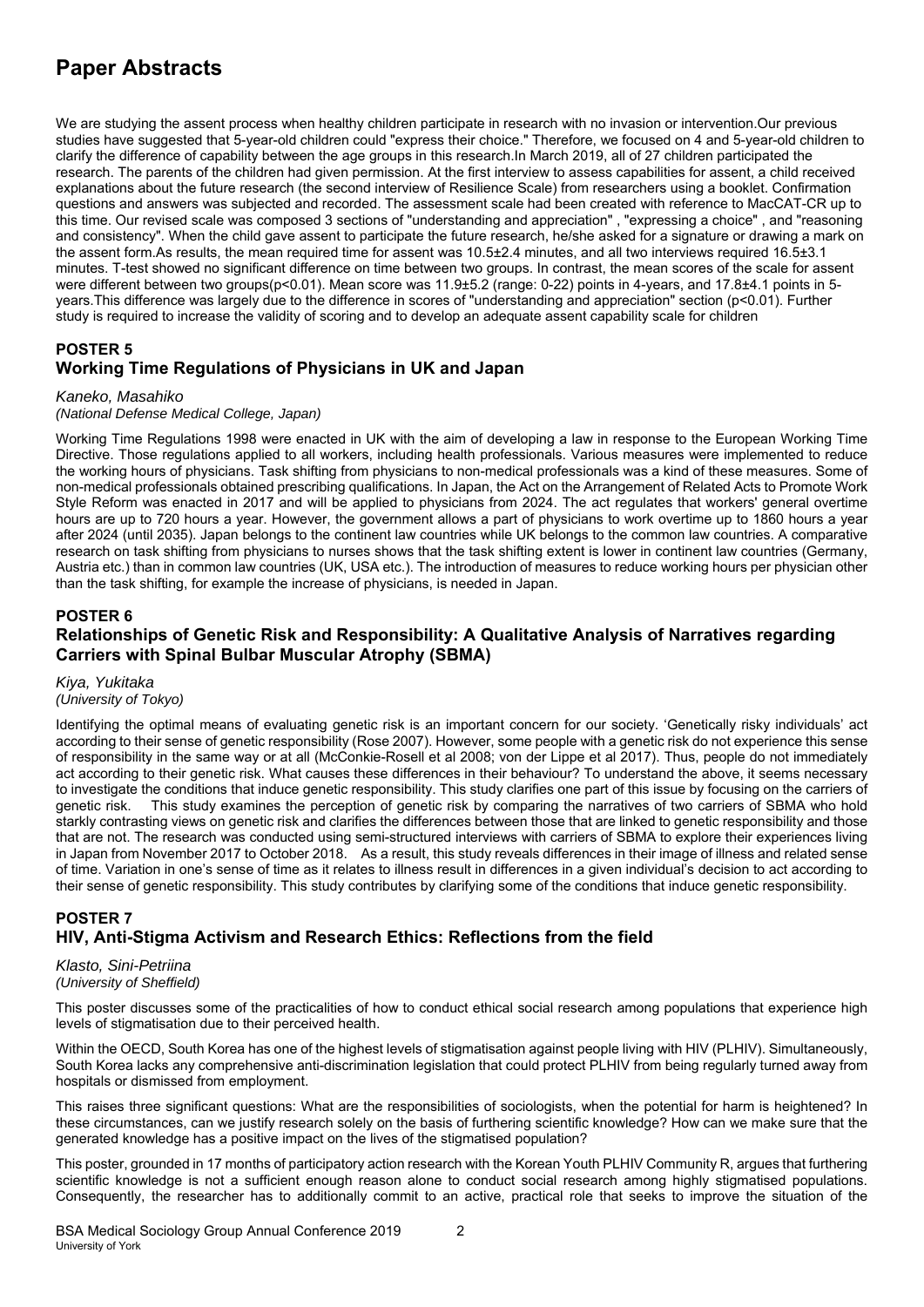# Paper Abstracts

We are studying the assent process when healthy children participate in research with no invasion or intervention.Our previous studies have suggested that 5-year-old children could "express their choice." Therefore, we focused on 4 and 5-year-old children to clarify the difference of capability between the age groups in this research.In March 2019, all of 27 children participated the research. The parents of the children had given permission. At the first interview to assess capabilities for assent, a child received explanations about the future research (the second interview of Resilience Scale) from researchers using a booklet. Confirmation questions and answers was subjected and recorded. The assessment scale had been created with reference to MacCAT-CR up to this time. Our revised scale was composed 3 sections of "understanding and appreciation" , "expressing a choice" , and "reasoning and consistency". When the child gave assent to participate the future research, he/she asked for a signature or drawing a mark on the assent form.As results, the mean required time for assent was 10.5±2.4 minutes, and all two interviews required 16.5±3.1 minutes. T-test showed no significant difference on time between two groups. In contrast, the mean scores of the scale for assent were different between two groups($p<0.01$). Mean score was 11.9±5.2 (range: 0-22) points in 4-years, and 17.8±4.1 points in 5-years.This difference was largely due to the difference in scores of "understanding and appreciation" section ($p<0.01$). Further study is required to increase the validity of scoring and to develop an adequate assent capability scale for children

## POSTER 5
## Working Time Regulations of Physicians in UK and Japan

*Kaneko, Masahiko*
*(National Defense Medical College, Japan)*

Working Time Regulations 1998 were enacted in UK with the aim of developing a law in response to the European Working Time Directive. Those regulations applied to all workers, including health professionals. Various measures were implemented to reduce the working hours of physicians. Task shifting from physicians to non-medical professionals was a kind of these measures. Some of non-medical professionals obtained prescribing qualifications. In Japan, the Act on the Arrangement of Related Acts to Promote Work Style Reform was enacted in 2017 and will be applied to physicians from 2024. The act regulates that workers' general overtime hours are up to 720 hours a year. However, the government allows a part of physicians to work overtime up to 1860 hours a year after 2024 (until 2035). Japan belongs to the continent law countries while UK belongs to the common law countries. A comparative research on task shifting from physicians to nurses shows that the task shifting extent is lower in continent law countries (Germany, Austria etc.) than in common law countries (UK, USA etc.). The introduction of measures to reduce working hours per physician other than the task shifting, for example the increase of physicians, is needed in Japan.

## POSTER 6
## Relationships of Genetic Risk and Responsibility: A Qualitative Analysis of Narratives regarding Carriers with Spinal Bulbar Muscular Atrophy (SBMA)

*Kiya, Yukitaka*
*(University of Tokyo)*

Identifying the optimal means of evaluating genetic risk is an important concern for our society. 'Genetically risky individuals' act according to their sense of genetic responsibility (Rose 2007). However, some people with a genetic risk do not experience this sense of responsibility in the same way or at all (McConkie-Rosell et al 2008; von der Lippe et al 2017). Thus, people do not immediately act according to their genetic risk. What causes these differences in their behaviour? To understand the above, it seems necessary to investigate the conditions that induce genetic responsibility. This study clarifies one part of this issue by focusing on the carriers of genetic risk. This study examines the perception of genetic risk by comparing the narratives of two carriers of SBMA who hold starkly contrasting views on genetic risk and clarifies the differences between those that are linked to genetic responsibility and those that are not. The research was conducted using semi-structured interviews with carriers of SBMA to explore their experiences living in Japan from November 2017 to October 2018. As a result, this study reveals differences in their image of illness and related sense of time. Variation in one's sense of time as it relates to illness result in differences in a given individual's decision to act according to their sense of genetic responsibility. This study contributes by clarifying some of the conditions that induce genetic responsibility.

## POSTER 7
## HIV, Anti-Stigma Activism and Research Ethics: Reflections from the field

*Klasto, Sini-Petriina*
*(University of Sheffield)*

This poster discusses some of the practicalities of how to conduct ethical social research among populations that experience high levels of stigmatisation due to their perceived health.

Within the OECD, South Korea has one of the highest levels of stigmatisation against people living with HIV (PLHIV). Simultaneously, South Korea lacks any comprehensive anti-discrimination legislation that could protect PLHIV from being regularly turned away from hospitals or dismissed from employment.

This raises three significant questions: What are the responsibilities of sociologists, when the potential for harm is heightened? In these circumstances, can we justify research solely on the basis of furthering scientific knowledge? How can we make sure that the generated knowledge has a positive impact on the lives of the stigmatised population?

This poster, grounded in 17 months of participatory action research with the Korean Youth PLHIV Community R, argues that furthering scientific knowledge is not a sufficient enough reason alone to conduct social research among highly stigmatised populations. Consequently, the researcher has to additionally commit to an active, practical role that seeks to improve the situation of the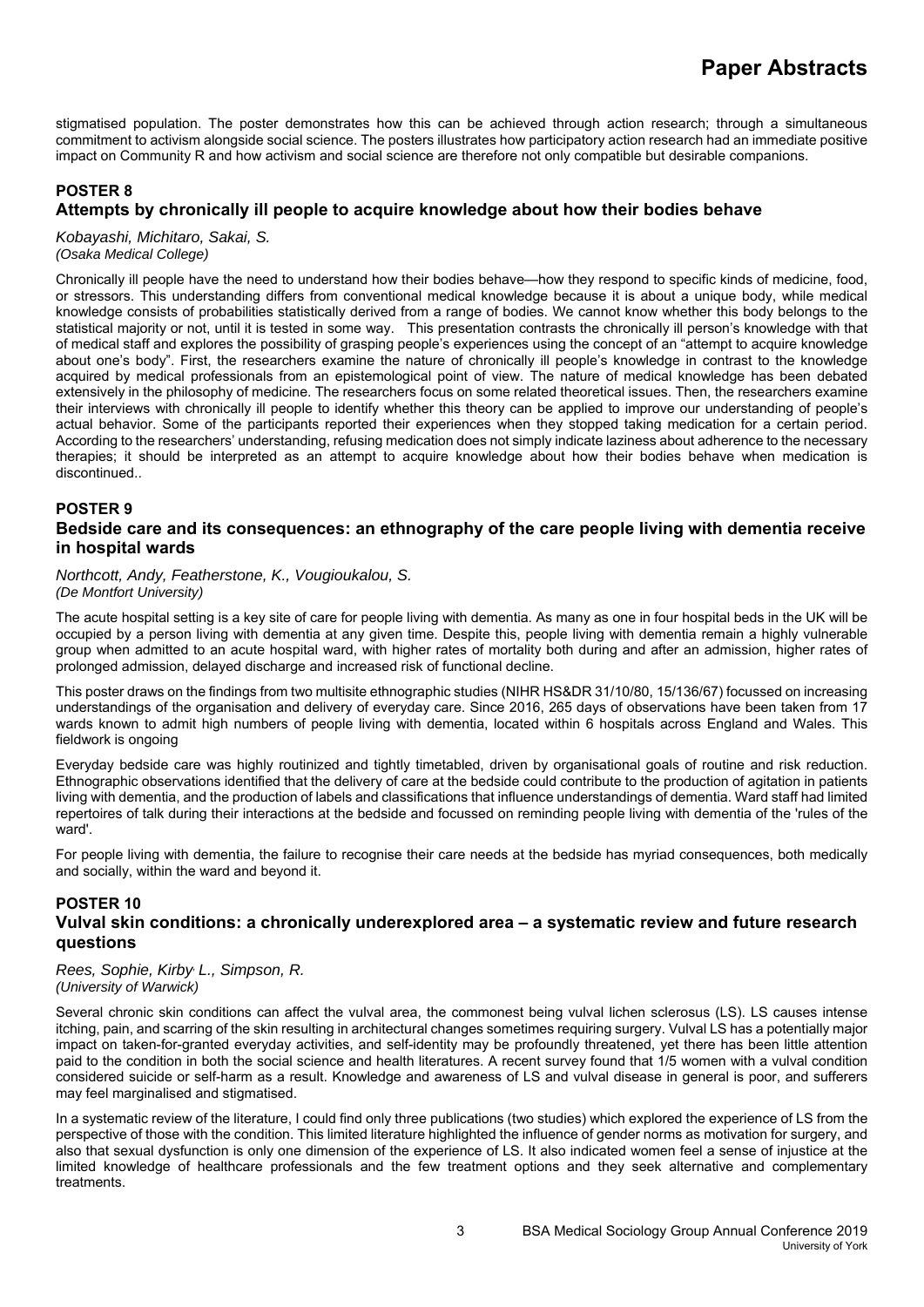stigmatised population. The poster demonstrates how this can be achieved through action research; through a simultaneous commitment to activism alongside social science. The posters illustrates how participatory action research had an immediate positive impact on Community R and how activism and social science are therefore not only compatible but desirable companions.

## POSTER 8

### Attempts by chronically ill people to acquire knowledge about how their bodies behave

*Kobayashi, Michitaro, Sakai, S.*
*(Osaka Medical College)*

Chronically ill people have the need to understand how their bodies behave—how they respond to specific kinds of medicine, food, or stressors. This understanding differs from conventional medical knowledge because it is about a unique body, while medical knowledge consists of probabilities statistically derived from a range of bodies. We cannot know whether this body belongs to the statistical majority or not, until it is tested in some way. This presentation contrasts the chronically ill person's knowledge with that of medical staff and explores the possibility of grasping people's experiences using the concept of an "attempt to acquire knowledge about one's body". First, the researchers examine the nature of chronically ill people's knowledge in contrast to the knowledge acquired by medical professionals from an epistemological point of view. The nature of medical knowledge has been debated extensively in the philosophy of medicine. The researchers focus on some related theoretical issues. Then, the researchers examine their interviews with chronically ill people to identify whether this theory can be applied to improve our understanding of people's actual behavior. Some of the participants reported their experiences when they stopped taking medication for a certain period. According to the researchers' understanding, refusing medication does not simply indicate laziness about adherence to the necessary therapies; it should be interpreted as an attempt to acquire knowledge about how their bodies behave when medication is discontinued..

## POSTER 9

### Bedside care and its consequences: an ethnography of the care people living with dementia receive in hospital wards

*Northcott, Andy, Featherstone, K., Vougioukalou, S.*
*(De Montfort University)*

The acute hospital setting is a key site of care for people living with dementia. As many as one in four hospital beds in the UK will be occupied by a person living with dementia at any given time. Despite this, people living with dementia remain a highly vulnerable group when admitted to an acute hospital ward, with higher rates of mortality both during and after an admission, higher rates of prolonged admission, delayed discharge and increased risk of functional decline.

This poster draws on the findings from two multisite ethnographic studies (NIHR HS&DR 31/10/80, 15/136/67) focussed on increasing understandings of the organisation and delivery of everyday care. Since 2016, 265 days of observations have been taken from 17 wards known to admit high numbers of people living with dementia, located within 6 hospitals across England and Wales. This fieldwork is ongoing

Everyday bedside care was highly routinized and tightly timetabled, driven by organisational goals of routine and risk reduction. Ethnographic observations identified that the delivery of care at the bedside could contribute to the production of agitation in patients living with dementia, and the production of labels and classifications that influence understandings of dementia. Ward staff had limited repertoires of talk during their interactions at the bedside and focussed on reminding people living with dementia of the 'rules of the ward'.

For people living with dementia, the failure to recognise their care needs at the bedside has myriad consequences, both medically and socially, within the ward and beyond it.

## POSTER 10

### Vulval skin conditions: a chronically underexplored area – a systematic review and future research questions

*Rees, Sophie, Kirby, L., Simpson, R.*
*(University of Warwick)*

Several chronic skin conditions can affect the vulval area, the commonest being vulval lichen sclerosus (LS). LS causes intense itching, pain, and scarring of the skin resulting in architectural changes sometimes requiring surgery. Vulval LS has a potentially major impact on taken-for-granted everyday activities, and self-identity may be profoundly threatened, yet there has been little attention paid to the condition in both the social science and health literatures. A recent survey found that 1/5 women with a vulval condition considered suicide or self-harm as a result. Knowledge and awareness of LS and vulval disease in general is poor, and sufferers may feel marginalised and stigmatised.

In a systematic review of the literature, I could find only three publications (two studies) which explored the experience of LS from the perspective of those with the condition. This limited literature highlighted the influence of gender norms as motivation for surgery, and also that sexual dysfunction is only one dimension of the experience of LS. It also indicated women feel a sense of injustice at the limited knowledge of healthcare professionals and the few treatment options and they seek alternative and complementary treatments.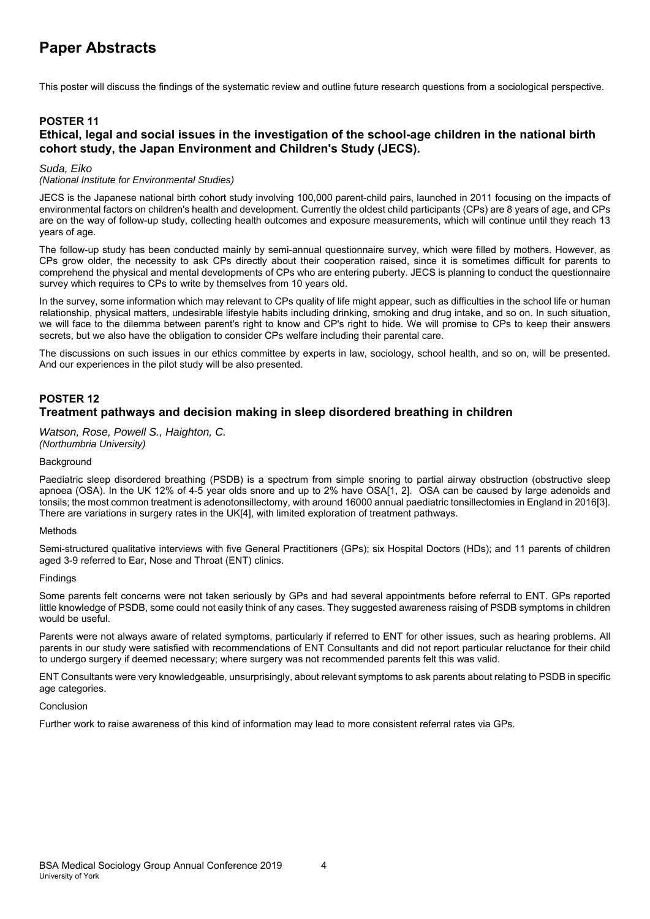# Paper Abstracts

This poster will discuss the findings of the systematic review and outline future research questions from a sociological perspective.

## POSTER 11

### Ethical, legal and social issues in the investigation of the school-age children in the national birth cohort study, the Japan Environment and Children's Study (JECS).

*Suda, Eiko*

*(National Institute for Environmental Studies)*

JECS is the Japanese national birth cohort study involving 100,000 parent-child pairs, launched in 2011 focusing on the impacts of environmental factors on children's health and development. Currently the oldest child participants (CPs) are 8 years of age, and CPs are on the way of follow-up study, collecting health outcomes and exposure measurements, which will continue until they reach 13 years of age.

The follow-up study has been conducted mainly by semi-annual questionnaire survey, which were filled by mothers. However, as CPs grow older, the necessity to ask CPs directly about their cooperation raised, since it is sometimes difficult for parents to comprehend the physical and mental developments of CPs who are entering puberty. JECS is planning to conduct the questionnaire survey which requires to CPs to write by themselves from 10 years old.

In the survey, some information which may relevant to CPs quality of life might appear, such as difficulties in the school life or human relationship, physical matters, undesirable lifestyle habits including drinking, smoking and drug intake, and so on. In such situation, we will face to the dilemma between parent's right to know and CP's right to hide. We will promise to CPs to keep their answers secrets, but we also have the obligation to consider CPs welfare including their parental care.

The discussions on such issues in our ethics committee by experts in law, sociology, school health, and so on, will be presented. And our experiences in the pilot study will be also presented.

## POSTER 12

### Treatment pathways and decision making in sleep disordered breathing in children

*Watson, Rose, Powell S., Haighton, C.*

*(Northumbria University)*

Background

Paediatric sleep disordered breathing (PSDB) is a spectrum from simple snoring to partial airway obstruction (obstructive sleep apnoea (OSA). In the UK 12% of 4-5 year olds snore and up to 2% have OSA[1, 2]. OSA can be caused by large adenoids and tonsils; the most common treatment is adenotonsillectomy, with around 16000 annual paediatric tonsillectomies in England in 2016[3]. There are variations in surgery rates in the UK[4], with limited exploration of treatment pathways.

Methods

Semi-structured qualitative interviews with five General Practitioners (GPs); six Hospital Doctors (HDs); and 11 parents of children aged 3-9 referred to Ear, Nose and Throat (ENT) clinics.

Findings

Some parents felt concerns were not taken seriously by GPs and had several appointments before referral to ENT. GPs reported little knowledge of PSDB, some could not easily think of any cases. They suggested awareness raising of PSDB symptoms in children would be useful.

Parents were not always aware of related symptoms, particularly if referred to ENT for other issues, such as hearing problems. All parents in our study were satisfied with recommendations of ENT Consultants and did not report particular reluctance for their child to undergo surgery if deemed necessary; where surgery was not recommended parents felt this was valid.

ENT Consultants were very knowledgeable, unsurprisingly, about relevant symptoms to ask parents about relating to PSDB in specific age categories.

Conclusion

Further work to raise awareness of this kind of information may lead to more consistent referral rates via GPs.